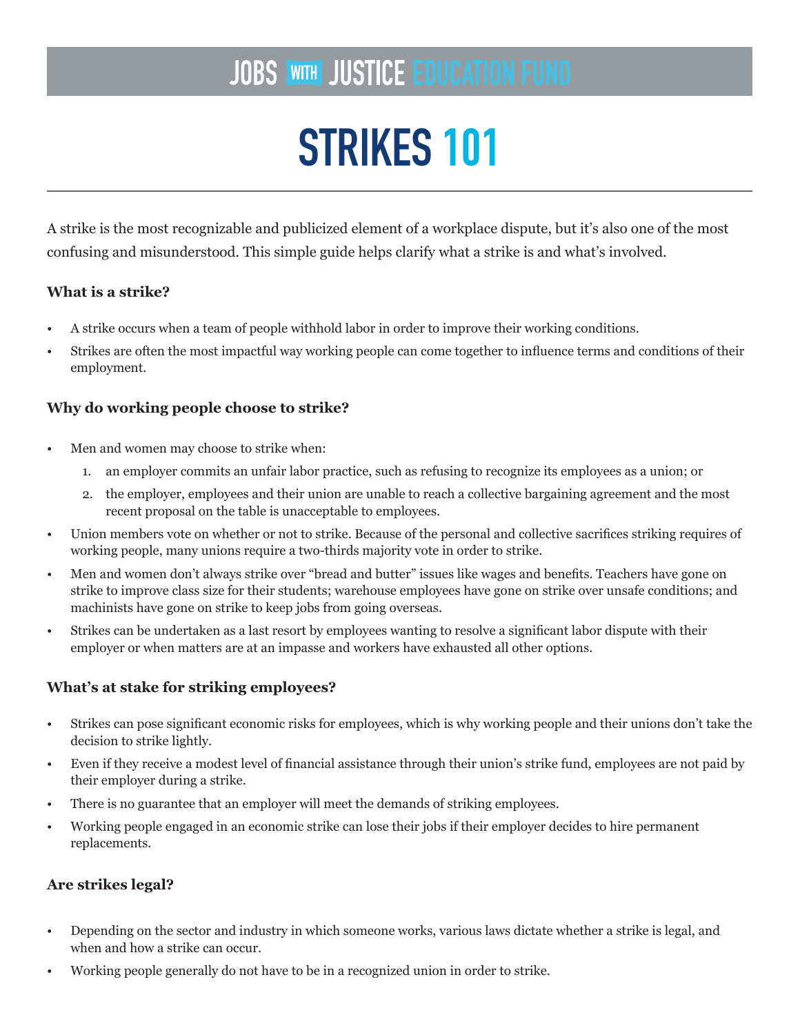JOBS WITH JUSTICE EDUCATION FUND

# STRIKES 101

A strike is the most recognizable and publicized element of a workplace dispute, but it's also one of the most confusing and misunderstood. This simple guide helps clarify what a strike is and what's involved.

### What is a strike?

- A strike occurs when a team of people withhold labor in order to improve their working conditions.
- Strikes are often the most impactful way working people can come together to influence terms and conditions of their employment.

### Why do working people choose to strike?

- Men and women may choose to strike when:
  1. an employer commits an unfair labor practice, such as refusing to recognize its employees as a union; or
  2. the employer, employees and their union are unable to reach a collective bargaining agreement and the most recent proposal on the table is unacceptable to employees.
- Union members vote on whether or not to strike. Because of the personal and collective sacrifices striking requires of working people, many unions require a two-thirds majority vote in order to strike.
- Men and women don't always strike over "bread and butter" issues like wages and benefits. Teachers have gone on strike to improve class size for their students; warehouse employees have gone on strike over unsafe conditions; and machinists have gone on strike to keep jobs from going overseas.
- Strikes can be undertaken as a last resort by employees wanting to resolve a significant labor dispute with their employer or when matters are at an impasse and workers have exhausted all other options.

### What's at stake for striking employees?

- Strikes can pose significant economic risks for employees, which is why working people and their unions don't take the decision to strike lightly.
- Even if they receive a modest level of financial assistance through their union's strike fund, employees are not paid by their employer during a strike.
- There is no guarantee that an employer will meet the demands of striking employees.
- Working people engaged in an economic strike can lose their jobs if their employer decides to hire permanent replacements.

### Are strikes legal?

- Depending on the sector and industry in which someone works, various laws dictate whether a strike is legal, and when and how a strike can occur.
- Working people generally do not have to be in a recognized union in order to strike.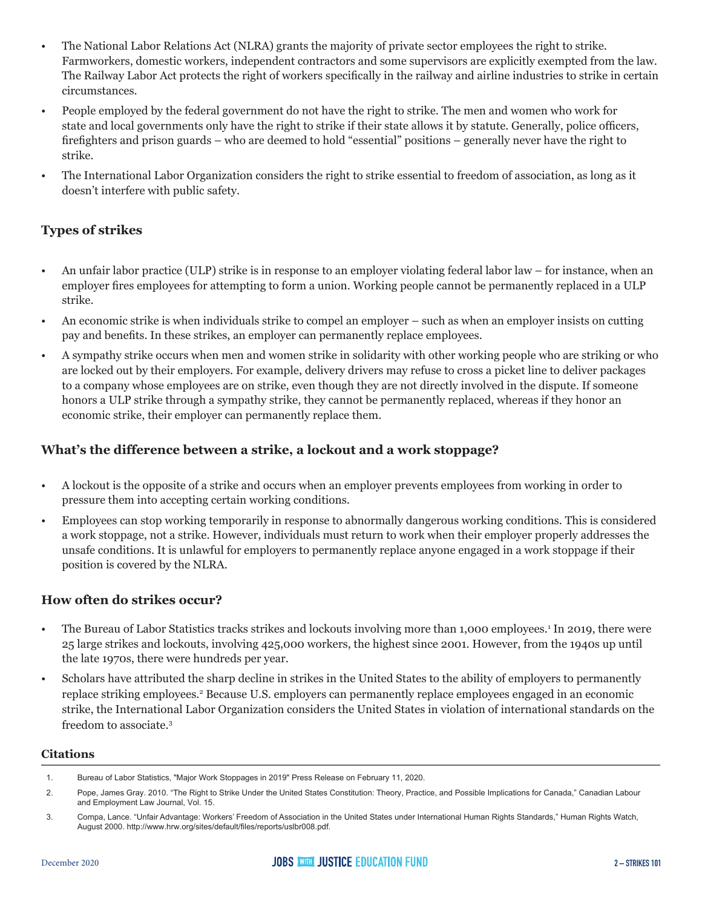- The National Labor Relations Act (NLRA) grants the majority of private sector employees the right to strike. Farmworkers, domestic workers, independent contractors and some supervisors are explicitly exempted from the law. The Railway Labor Act protects the right of workers specifically in the railway and airline industries to strike in certain circumstances.
- People employed by the federal government do not have the right to strike. The men and women who work for state and local governments only have the right to strike if their state allows it by statute. Generally, police officers, firefighters and prison guards – who are deemed to hold "essential" positions – generally never have the right to strike.
- The International Labor Organization considers the right to strike essential to freedom of association, as long as it doesn't interfere with public safety.

## Types of strikes

- An unfair labor practice (ULP) strike is in response to an employer violating federal labor law – for instance, when an employer fires employees for attempting to form a union. Working people cannot be permanently replaced in a ULP strike.
- An economic strike is when individuals strike to compel an employer – such as when an employer insists on cutting pay and benefits. In these strikes, an employer can permanently replace employees.
- A sympathy strike occurs when men and women strike in solidarity with other working people who are striking or who are locked out by their employers. For example, delivery drivers may refuse to cross a picket line to deliver packages to a company whose employees are on strike, even though they are not directly involved in the dispute. If someone honors a ULP strike through a sympathy strike, they cannot be permanently replaced, whereas if they honor an economic strike, their employer can permanently replace them.

## What's the difference between a strike, a lockout and a work stoppage?

- A lockout is the opposite of a strike and occurs when an employer prevents employees from working in order to pressure them into accepting certain working conditions.
- Employees can stop working temporarily in response to abnormally dangerous working conditions. This is considered a work stoppage, not a strike. However, individuals must return to work when their employer properly addresses the unsafe conditions. It is unlawful for employers to permanently replace anyone engaged in a work stoppage if their position is covered by the NLRA.

## How often do strikes occur?

- The Bureau of Labor Statistics tracks strikes and lockouts involving more than 1,000 employees.[1] In 2019, there were 25 large strikes and lockouts, involving 425,000 workers, the highest since 2001. However, from the 1940s up until the late 1970s, there were hundreds per year.
- Scholars have attributed the sharp decline in strikes in the United States to the ability of employers to permanently replace striking employees.[2] Because U.S. employers can permanently replace employees engaged in an economic strike, the International Labor Organization considers the United States in violation of international standards on the freedom to associate.[3]

### Citations

1. Bureau of Labor Statistics, "Major Work Stoppages in 2019" Press Release on February 11, 2020.
2. Pope, James Gray. 2010. "The Right to Strike Under the United States Constitution: Theory, Practice, and Possible Implications for Canada," Canadian Labour and Employment Law Journal, Vol. 15.
3. Compa, Lance. "Unfair Advantage: Workers' Freedom of Association in the United States under International Human Rights Standards," Human Rights Watch, August 2000. http://www.hrw.org/sites/default/files/reports/uslbr008.pdf.